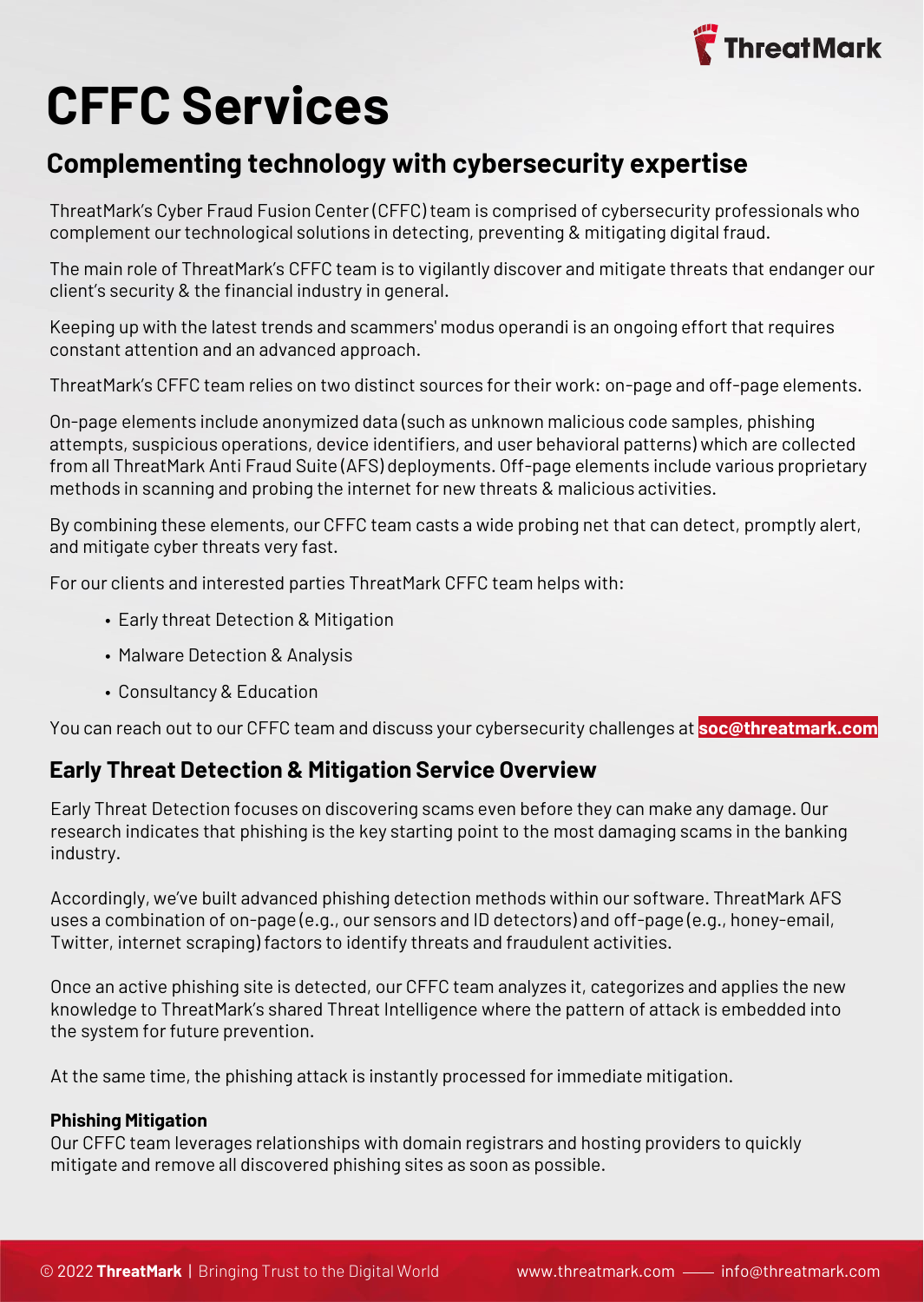# CFFC Services

## Complementing technology with cybersecurity expertise

ThreatMark's Cyber Fraud Fusion Center (CFFC) team is comprised of cybersecurity professionals who complement our technological solutions in detecting, preventing & mitigating digital fraud.

The main role of ThreatMark's CFFC team is to vigilantly discover and mitigate threats that endanger our client's security & the financial industry in general.

Keeping up with the latest trends and scammers' modus operandi is an ongoing effort that requires constant attention and an advanced approach.

ThreatMark's CFFC team relies on two distinct sources for their work: on-page and off-page elements.

On-page elements include anonymized data (such as unknown malicious code samples, phishing attempts, suspicious operations, device identifiers, and user behavioral patterns) which are collected from all ThreatMark Anti Fraud Suite (AFS) deployments. Off-page elements include various proprietary methods in scanning and probing the internet for new threats & malicious activities.

By combining these elements, our CFFC team casts a wide probing net that can detect, promptly alert, and mitigate cyber threats very fast.

For our clients and interested parties ThreatMark CFFC team helps with:

- Early threat Detection & Mitigation
- Malware Detection & Analysis
- Consultancy & Education

You can reach out to our CFFC team and discuss your cybersecurity challenges at **soc@threatmark.com**

## Early Threat Detection & Mitigation Service Overview

Early Threat Detection focuses on discovering scams even before they can make any damage. Our research indicates that phishing is the key starting point to the most damaging scams in the banking industry.

Accordingly, we've built advanced phishing detection methods within our software. ThreatMark AFS uses a combination of on-page (e.g., our sensors and ID detectors) and off-page (e.g., honey-email, Twitter, internet scraping) factors to identify threats and fraudulent activities.

Once an active phishing site is detected, our CFFC team analyzes it, categorizes and applies the new knowledge to ThreatMark's shared Threat Intelligence where the pattern of attack is embedded into the system for future prevention.

At the same time, the phishing attack is instantly processed for immediate mitigation.

**Phishing Mitigation**
Our CFFC team leverages relationships with domain registrars and hosting providers to quickly mitigate and remove all discovered phishing sites as soon as possible.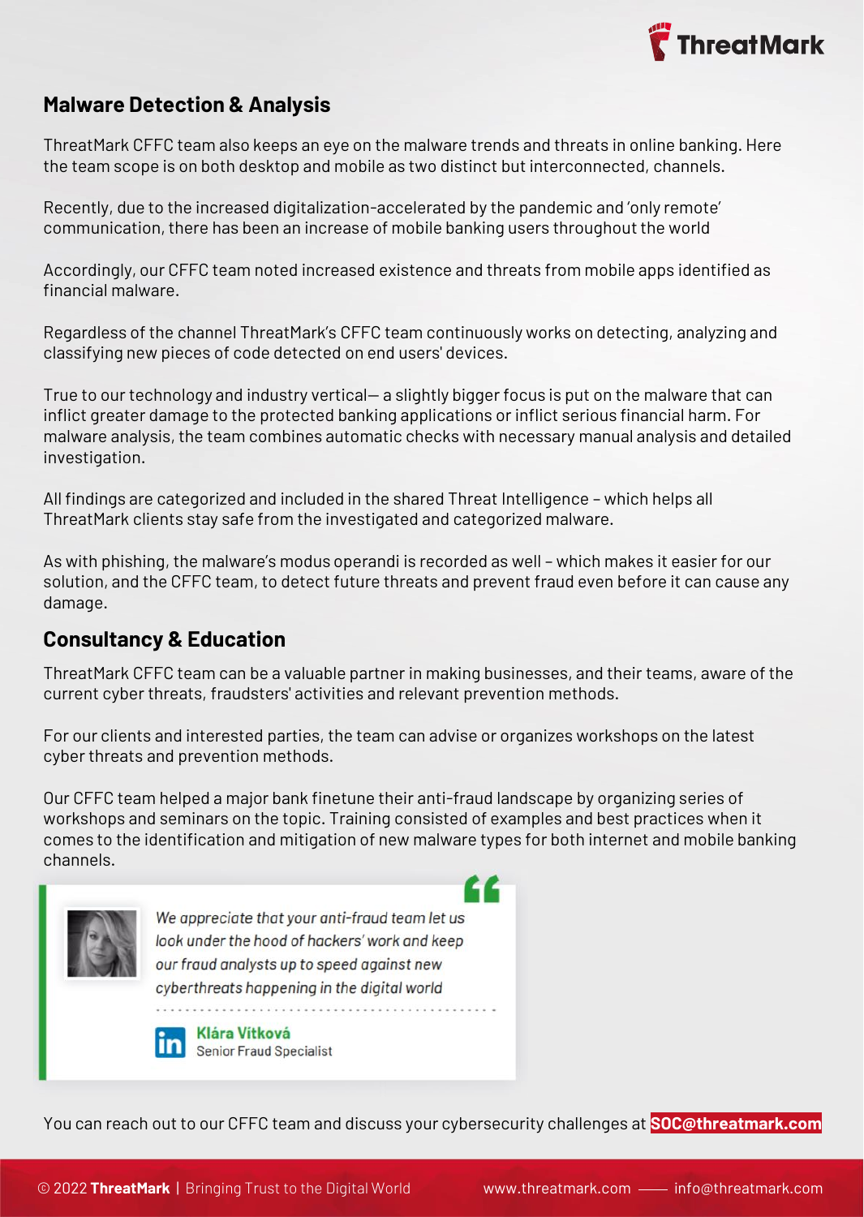## Malware Detection & Analysis

ThreatMark CFFC team also keeps an eye on the malware trends and threats in online banking. Here the team scope is on both desktop and mobile as two distinct but interconnected, channels.

Recently, due to the increased digitalization-accelerated by the pandemic and 'only remote' communication, there has been an increase of mobile banking users throughout the world

Accordingly, our CFFC team noted increased existence and threats from mobile apps identified as financial malware.

Regardless of the channel ThreatMark's CFFC team continuously works on detecting, analyzing and classifying new pieces of code detected on end users' devices.

True to our technology and industry vertical— a slightly bigger focus is put on the malware that can inflict greater damage to the protected banking applications or inflict serious financial harm. For malware analysis, the team combines automatic checks with necessary manual analysis and detailed investigation.

All findings are categorized and included in the shared Threat Intelligence – which helps all ThreatMark clients stay safe from the investigated and categorized malware.

As with phishing, the malware's modus operandi is recorded as well – which makes it easier for our solution, and the CFFC team, to detect future threats and prevent fraud even before it can cause any damage.

## Consultancy & Education

ThreatMark CFFC team can be a valuable partner in making businesses, and their teams, aware of the current cyber threats, fraudsters' activities and relevant prevention methods.

For our clients and interested parties, the team can advise or organizes workshops on the latest cyber threats and prevention methods.

Our CFFC team helped a major bank finetune their anti-fraud landscape by organizing series of workshops and seminars on the topic. Training consisted of examples and best practices when it comes to the identification and mitigation of new malware types for both internet and mobile banking channels.

> *We appreciate that your anti-fraud team let us look under the hood of hackers' work and keep our fraud analysts up to speed against new cyberthreats happening in the digital world*
>
> **Klára Vítková**
> Senior Fraud Specialist

You can reach out to our CFFC team and discuss your cybersecurity challenges at **SOC@threatmark.com**